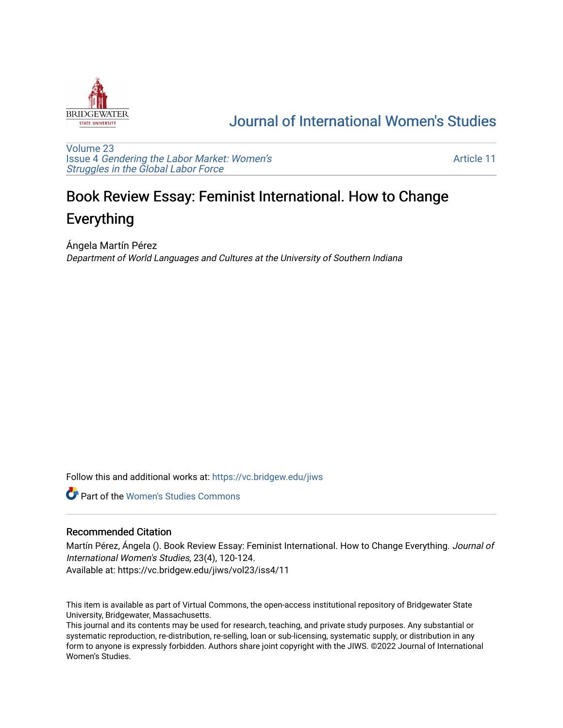[Journal of International Women's Studies](https://vc.bridgew.edu/jiws)

Volume 23
Issue 4 *Gendering the Labor Market: Women's Struggles in the Global Labor Force*

Article 11

# Book Review Essay: Feminist International. How to Change Everything

Ángela Martín Pérez
*Department of World Languages and Cultures at the University of Southern Indiana*

Follow this and additional works at: https://vc.bridgew.edu/jiws

Part of the Women's Studies Commons

## Recommended Citation

Martín Pérez, Ángela (). Book Review Essay: Feminist International. How to Change Everything. *Journal of International Women's Studies*, 23(4), 120-124.
Available at: https://vc.bridgew.edu/jiws/vol23/iss4/11

This item is available as part of Virtual Commons, the open-access institutional repository of Bridgewater State University, Bridgewater, Massachusetts.
This journal and its contents may be used for research, teaching, and private study purposes. Any substantial or systematic reproduction, re-distribution, re-selling, loan or sub-licensing, systematic supply, or distribution in any form to anyone is expressly forbidden. Authors share joint copyright with the JIWS. ©2022 Journal of International Women's Studies.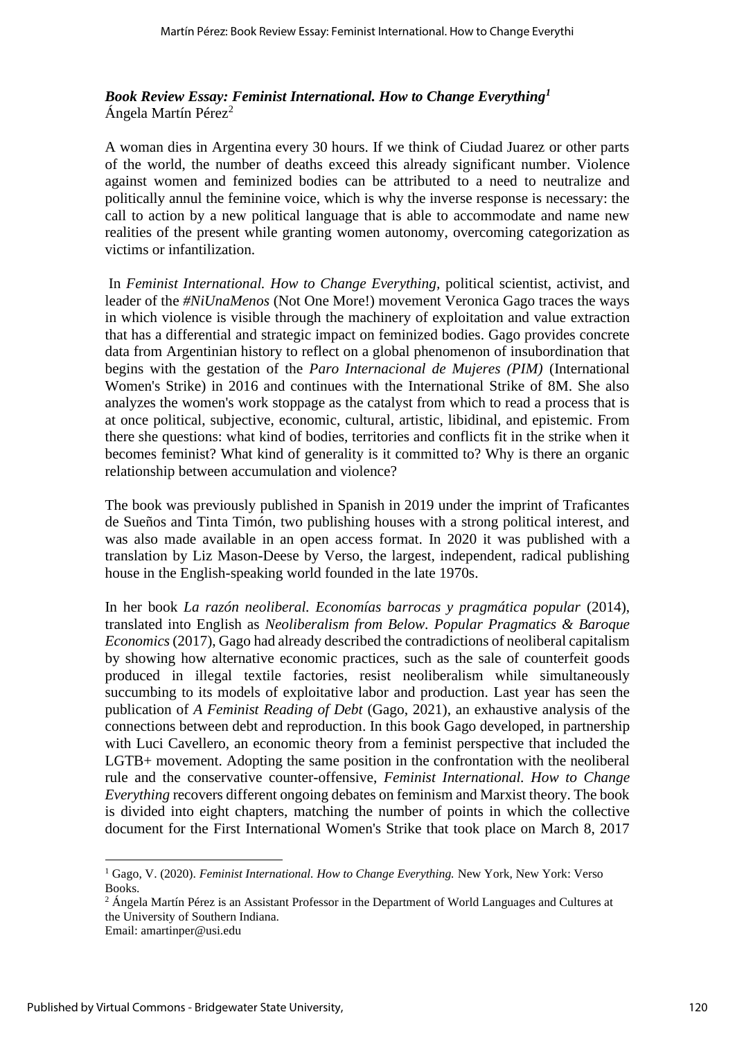### *Book Review Essay: Feminist International. How to Change Everything*[1]

Ángela Martín Pérez[2]

A woman dies in Argentina every 30 hours. If we think of Ciudad Juarez or other parts of the world, the number of deaths exceed this already significant number. Violence against women and feminized bodies can be attributed to a need to neutralize and politically annul the feminine voice, which is why the inverse response is necessary: the call to action by a new political language that is able to accommodate and name new realities of the present while granting women autonomy, overcoming categorization as victims or infantilization.

In *Feminist International. How to Change Everything,* political scientist, activist, and leader of the *#NiUnaMenos* (Not One More!) movement Veronica Gago traces the ways in which violence is visible through the machinery of exploitation and value extraction that has a differential and strategic impact on feminized bodies. Gago provides concrete data from Argentinian history to reflect on a global phenomenon of insubordination that begins with the gestation of the *Paro Internacional de Mujeres (PIM)* (International Women's Strike) in 2016 and continues with the International Strike of 8M. She also analyzes the women's work stoppage as the catalyst from which to read a process that is at once political, subjective, economic, cultural, artistic, libidinal, and epistemic. From there she questions: what kind of bodies, territories and conflicts fit in the strike when it becomes feminist? What kind of generality is it committed to? Why is there an organic relationship between accumulation and violence?

The book was previously published in Spanish in 2019 under the imprint of Traficantes de Sueños and Tinta Timón, two publishing houses with a strong political interest, and was also made available in an open access format. In 2020 it was published with a translation by Liz Mason-Deese by Verso, the largest, independent, radical publishing house in the English-speaking world founded in the late 1970s.

In her book *La razón neoliberal. Economías barrocas y pragmática popular* (2014), translated into English as *Neoliberalism from Below. Popular Pragmatics & Baroque Economics* (2017), Gago had already described the contradictions of neoliberal capitalism by showing how alternative economic practices, such as the sale of counterfeit goods produced in illegal textile factories, resist neoliberalism while simultaneously succumbing to its models of exploitative labor and production. Last year has seen the publication of *A Feminist Reading of Debt* (Gago, 2021), an exhaustive analysis of the connections between debt and reproduction. In this book Gago developed, in partnership with Luci Cavellero, an economic theory from a feminist perspective that included the LGTB+ movement. Adopting the same position in the confrontation with the neoliberal rule and the conservative counter-offensive, *Feminist International. How to Change Everything* recovers different ongoing debates on feminism and Marxist theory. The book is divided into eight chapters, matching the number of points in which the collective document for the First International Women's Strike that took place on March 8, 2017

---

[1] Gago, V. (2020). *Feminist International. How to Change Everything.* New York, New York: Verso Books.

[2] Ángela Martín Pérez is an Assistant Professor in the Department of World Languages and Cultures at the University of Southern Indiana.
Email: amartinper@usi.edu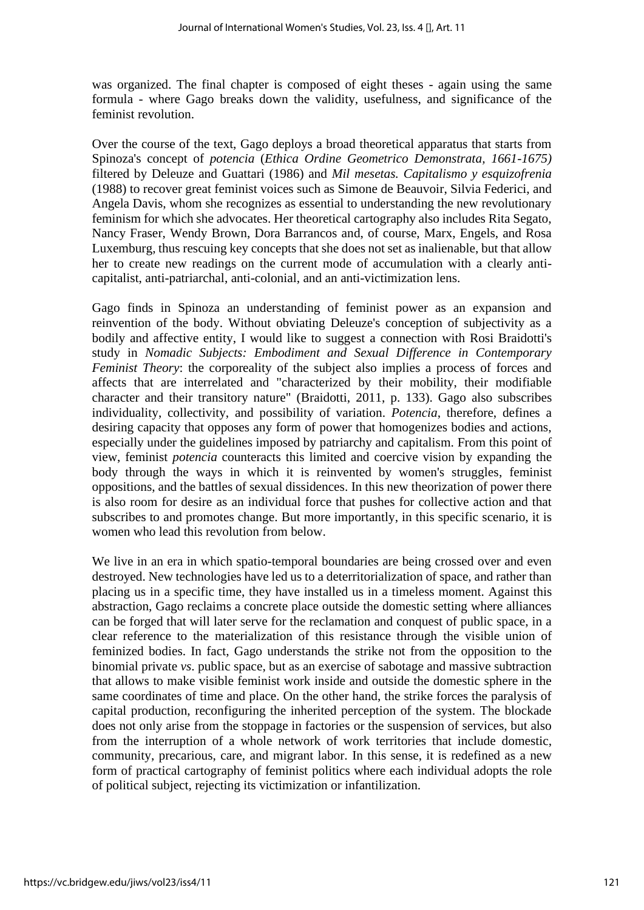was organized. The final chapter is composed of eight theses - again using the same formula - where Gago breaks down the validity, usefulness, and significance of the feminist revolution.

Over the course of the text, Gago deploys a broad theoretical apparatus that starts from Spinoza's concept of *potencia* (*Ethica Ordine Geometrico Demonstrata, 1661-1675)* filtered by Deleuze and Guattari (1986) and *Mil mesetas. Capitalismo y esquizofrenia* (1988) to recover great feminist voices such as Simone de Beauvoir, Silvia Federici, and Angela Davis, whom she recognizes as essential to understanding the new revolutionary feminism for which she advocates. Her theoretical cartography also includes Rita Segato, Nancy Fraser, Wendy Brown, Dora Barrancos and, of course, Marx, Engels, and Rosa Luxemburg, thus rescuing key concepts that she does not set as inalienable, but that allow her to create new readings on the current mode of accumulation with a clearly anti-capitalist, anti-patriarchal, anti-colonial, and an anti-victimization lens.

Gago finds in Spinoza an understanding of feminist power as an expansion and reinvention of the body. Without obviating Deleuze's conception of subjectivity as a bodily and affective entity, I would like to suggest a connection with Rosi Braidotti's study in *Nomadic Subjects: Embodiment and Sexual Difference in Contemporary Feminist Theory*: the corporeality of the subject also implies a process of forces and affects that are interrelated and "characterized by their mobility, their modifiable character and their transitory nature" (Braidotti, 2011, p. 133). Gago also subscribes individuality, collectivity, and possibility of variation. *Potencia*, therefore, defines a desiring capacity that opposes any form of power that homogenizes bodies and actions, especially under the guidelines imposed by patriarchy and capitalism. From this point of view, feminist *potencia* counteracts this limited and coercive vision by expanding the body through the ways in which it is reinvented by women's struggles, feminist oppositions, and the battles of sexual dissidences. In this new theorization of power there is also room for desire as an individual force that pushes for collective action and that subscribes to and promotes change. But more importantly, in this specific scenario, it is women who lead this revolution from below.

We live in an era in which spatio-temporal boundaries are being crossed over and even destroyed. New technologies have led us to a deterritorialization of space, and rather than placing us in a specific time, they have installed us in a timeless moment. Against this abstraction, Gago reclaims a concrete place outside the domestic setting where alliances can be forged that will later serve for the reclamation and conquest of public space, in a clear reference to the materialization of this resistance through the visible union of feminized bodies. In fact, Gago understands the strike not from the opposition to the binomial private *vs*. public space, but as an exercise of sabotage and massive subtraction that allows to make visible feminist work inside and outside the domestic sphere in the same coordinates of time and place. On the other hand, the strike forces the paralysis of capital production, reconfiguring the inherited perception of the system. The blockade does not only arise from the stoppage in factories or the suspension of services, but also from the interruption of a whole network of work territories that include domestic, community, precarious, care, and migrant labor. In this sense, it is redefined as a new form of practical cartography of feminist politics where each individual adopts the role of political subject, rejecting its victimization or infantilization.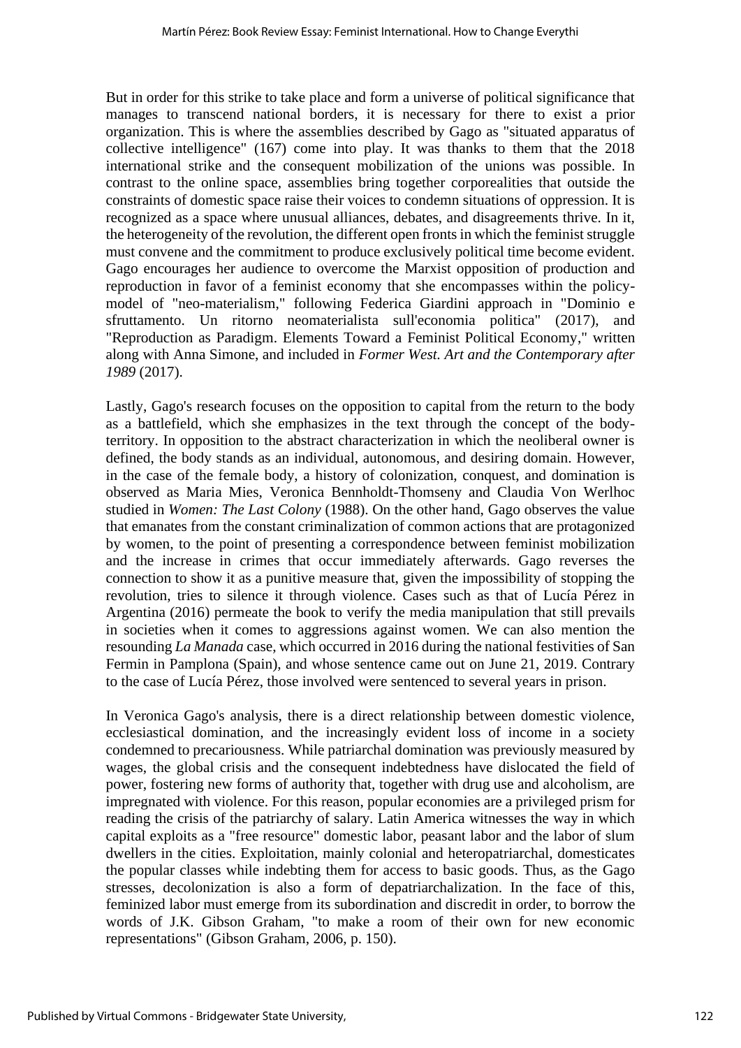But in order for this strike to take place and form a universe of political significance that manages to transcend national borders, it is necessary for there to exist a prior organization. This is where the assemblies described by Gago as "situated apparatus of collective intelligence" (167) come into play. It was thanks to them that the 2018 international strike and the consequent mobilization of the unions was possible. In contrast to the online space, assemblies bring together corporealities that outside the constraints of domestic space raise their voices to condemn situations of oppression. It is recognized as a space where unusual alliances, debates, and disagreements thrive. In it, the heterogeneity of the revolution, the different open fronts in which the feminist struggle must convene and the commitment to produce exclusively political time become evident. Gago encourages her audience to overcome the Marxist opposition of production and reproduction in favor of a feminist economy that she encompasses within the policy-model of "neo-materialism," following Federica Giardini approach in "Dominio e sfruttamento. Un ritorno neomaterialista sull'economia politica" (2017), and "Reproduction as Paradigm. Elements Toward a Feminist Political Economy," written along with Anna Simone, and included in *Former West. Art and the Contemporary after 1989* (2017).

Lastly, Gago's research focuses on the opposition to capital from the return to the body as a battlefield, which she emphasizes in the text through the concept of the body-territory. In opposition to the abstract characterization in which the neoliberal owner is defined, the body stands as an individual, autonomous, and desiring domain. However, in the case of the female body, a history of colonization, conquest, and domination is observed as Maria Mies, Veronica Bennholdt-Thomseny and Claudia Von Werlhoc studied in *Women: The Last Colony* (1988). On the other hand, Gago observes the value that emanates from the constant criminalization of common actions that are protagonized by women, to the point of presenting a correspondence between feminist mobilization and the increase in crimes that occur immediately afterwards. Gago reverses the connection to show it as a punitive measure that, given the impossibility of stopping the revolution, tries to silence it through violence. Cases such as that of Lucía Pérez in Argentina (2016) permeate the book to verify the media manipulation that still prevails in societies when it comes to aggressions against women. We can also mention the resounding *La Manada* case, which occurred in 2016 during the national festivities of San Fermin in Pamplona (Spain), and whose sentence came out on June 21, 2019. Contrary to the case of Lucía Pérez, those involved were sentenced to several years in prison.

In Veronica Gago's analysis, there is a direct relationship between domestic violence, ecclesiastical domination, and the increasingly evident loss of income in a society condemned to precariousness. While patriarchal domination was previously measured by wages, the global crisis and the consequent indebtedness have dislocated the field of power, fostering new forms of authority that, together with drug use and alcoholism, are impregnated with violence. For this reason, popular economies are a privileged prism for reading the crisis of the patriarchy of salary. Latin America witnesses the way in which capital exploits as a "free resource" domestic labor, peasant labor and the labor of slum dwellers in the cities. Exploitation, mainly colonial and heteropatriarchal, domesticates the popular classes while indebting them for access to basic goods. Thus, as the Gago stresses, decolonization is also a form of depatriarchalization. In the face of this, feminized labor must emerge from its subordination and discredit in order, to borrow the words of J.K. Gibson Graham, "to make a room of their own for new economic representations" (Gibson Graham, 2006, p. 150).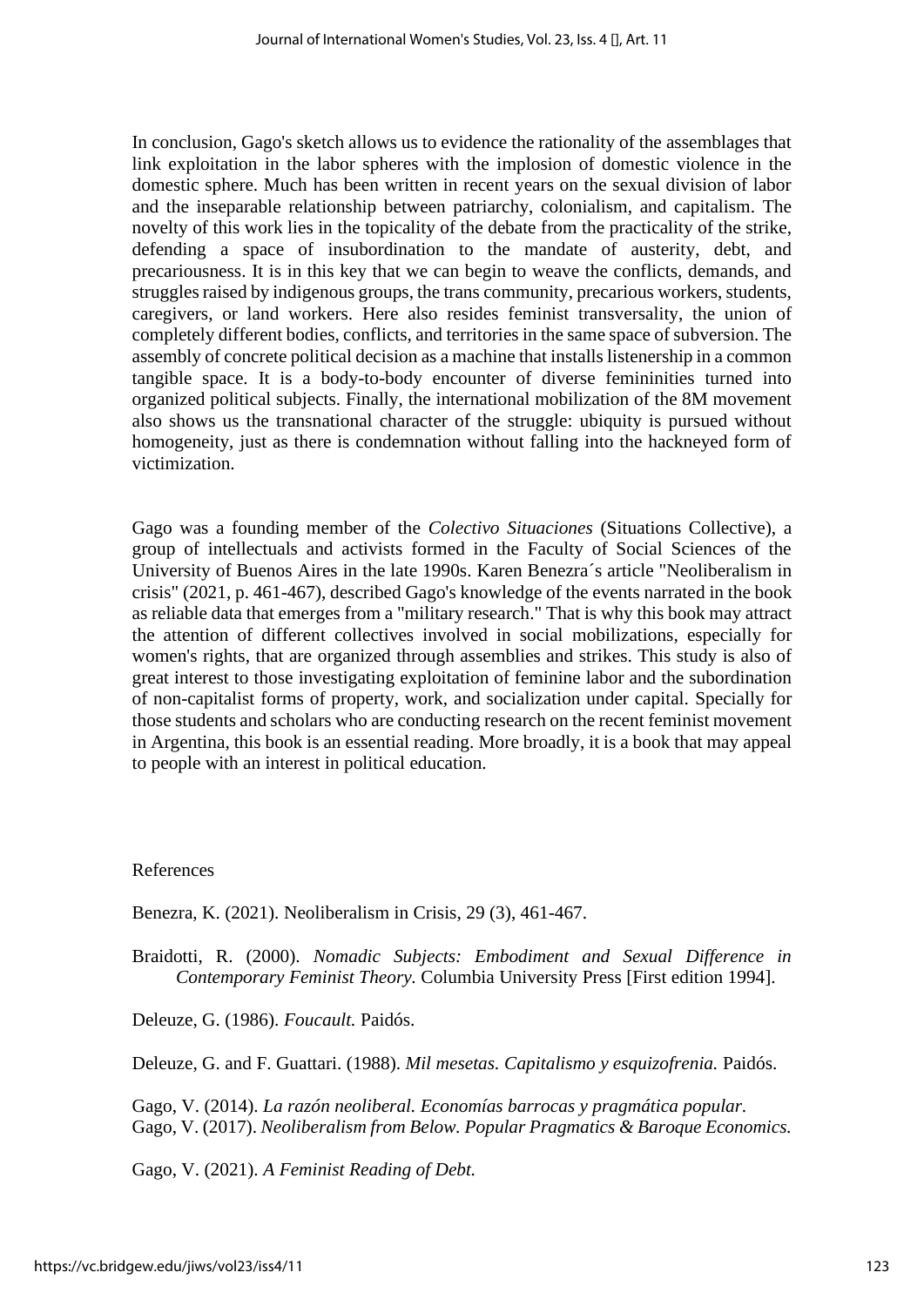In conclusion, Gago's sketch allows us to evidence the rationality of the assemblages that link exploitation in the labor spheres with the implosion of domestic violence in the domestic sphere. Much has been written in recent years on the sexual division of labor and the inseparable relationship between patriarchy, colonialism, and capitalism. The novelty of this work lies in the topicality of the debate from the practicality of the strike, defending a space of insubordination to the mandate of austerity, debt, and precariousness. It is in this key that we can begin to weave the conflicts, demands, and struggles raised by indigenous groups, the trans community, precarious workers, students, caregivers, or land workers. Here also resides feminist transversality, the union of completely different bodies, conflicts, and territories in the same space of subversion. The assembly of concrete political decision as a machine that installs listenership in a common tangible space. It is a body-to-body encounter of diverse femininities turned into organized political subjects. Finally, the international mobilization of the 8M movement also shows us the transnational character of the struggle: ubiquity is pursued without homogeneity, just as there is condemnation without falling into the hackneyed form of victimization.

Gago was a founding member of the *Colectivo Situaciones* (Situations Collective), a group of intellectuals and activists formed in the Faculty of Social Sciences of the University of Buenos Aires in the late 1990s. Karen Benezra´s article "Neoliberalism in crisis" (2021, p. 461-467), described Gago's knowledge of the events narrated in the book as reliable data that emerges from a "military research." That is why this book may attract the attention of different collectives involved in social mobilizations, especially for women's rights, that are organized through assemblies and strikes. This study is also of great interest to those investigating exploitation of feminine labor and the subordination of non-capitalist forms of property, work, and socialization under capital. Specially for those students and scholars who are conducting research on the recent feminist movement in Argentina, this book is an essential reading. More broadly, it is a book that may appeal to people with an interest in political education.

References

Benezra, K. (2021). Neoliberalism in Crisis, 29 (3), 461-467.

Braidotti, R. (2000). *Nomadic Subjects: Embodiment and Sexual Difference in Contemporary Feminist Theory.* Columbia University Press [First edition 1994].

Deleuze, G. (1986). *Foucault.* Paidós.

Deleuze, G. and F. Guattari. (1988). *Mil mesetas. Capitalismo y esquizofrenia.* Paidós.

Gago, V. (2014). *La razón neoliberal. Economías barrocas y pragmática popular.*
Gago, V. (2017). *Neoliberalism from Below. Popular Pragmatics & Baroque Economics.*

Gago, V. (2021). *A Feminist Reading of Debt.*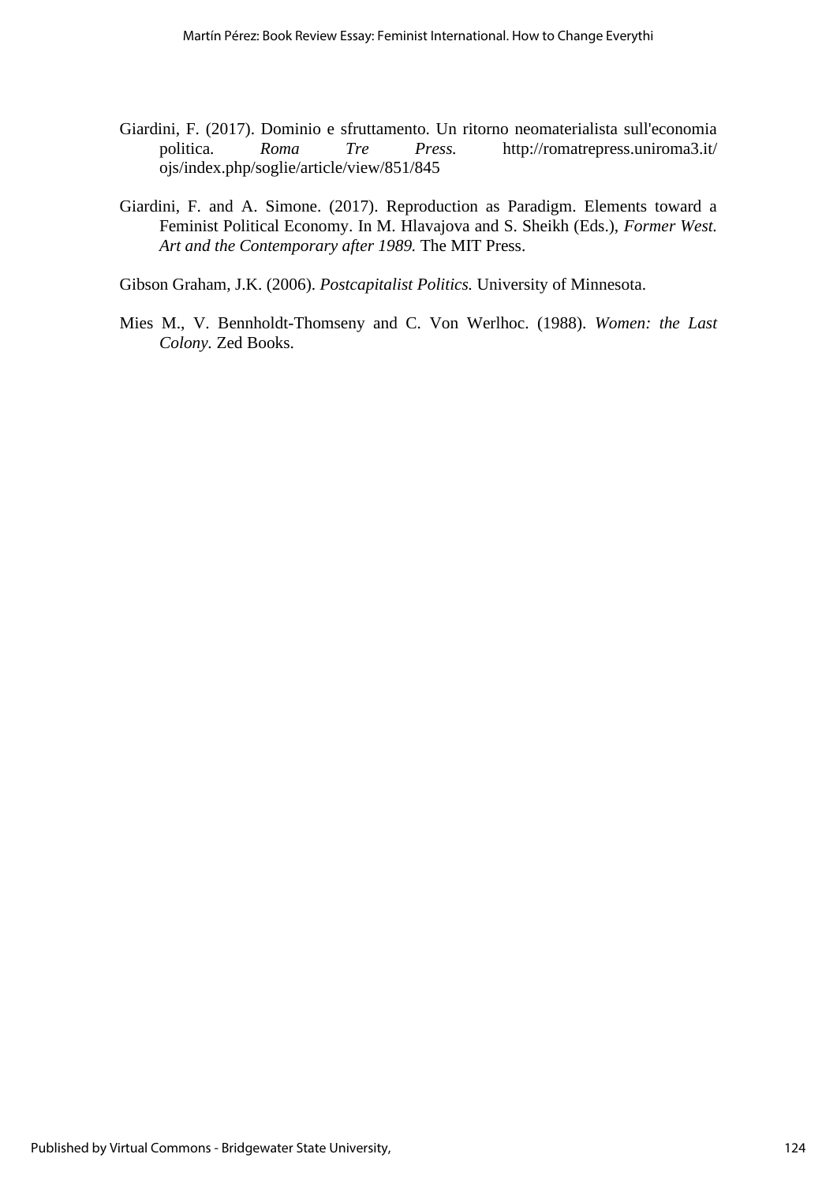Giardini, F. (2017). Dominio e sfruttamento. Un ritorno neomaterialista sull'economia politica. *Roma Tre Press.* http://romatrepress.uniroma3.it/ojs/index.php/soglie/article/view/851/845

Giardini, F. and A. Simone. (2017). Reproduction as Paradigm. Elements toward a Feminist Political Economy. In M. Hlavajova and S. Sheikh (Eds.), *Former West. Art and the Contemporary after 1989.* The MIT Press.

Gibson Graham, J.K. (2006). *Postcapitalist Politics.* University of Minnesota.

Mies M., V. Bennholdt-Thomseny and C. Von Werlhoc. (1988). *Women: the Last Colony.* Zed Books.